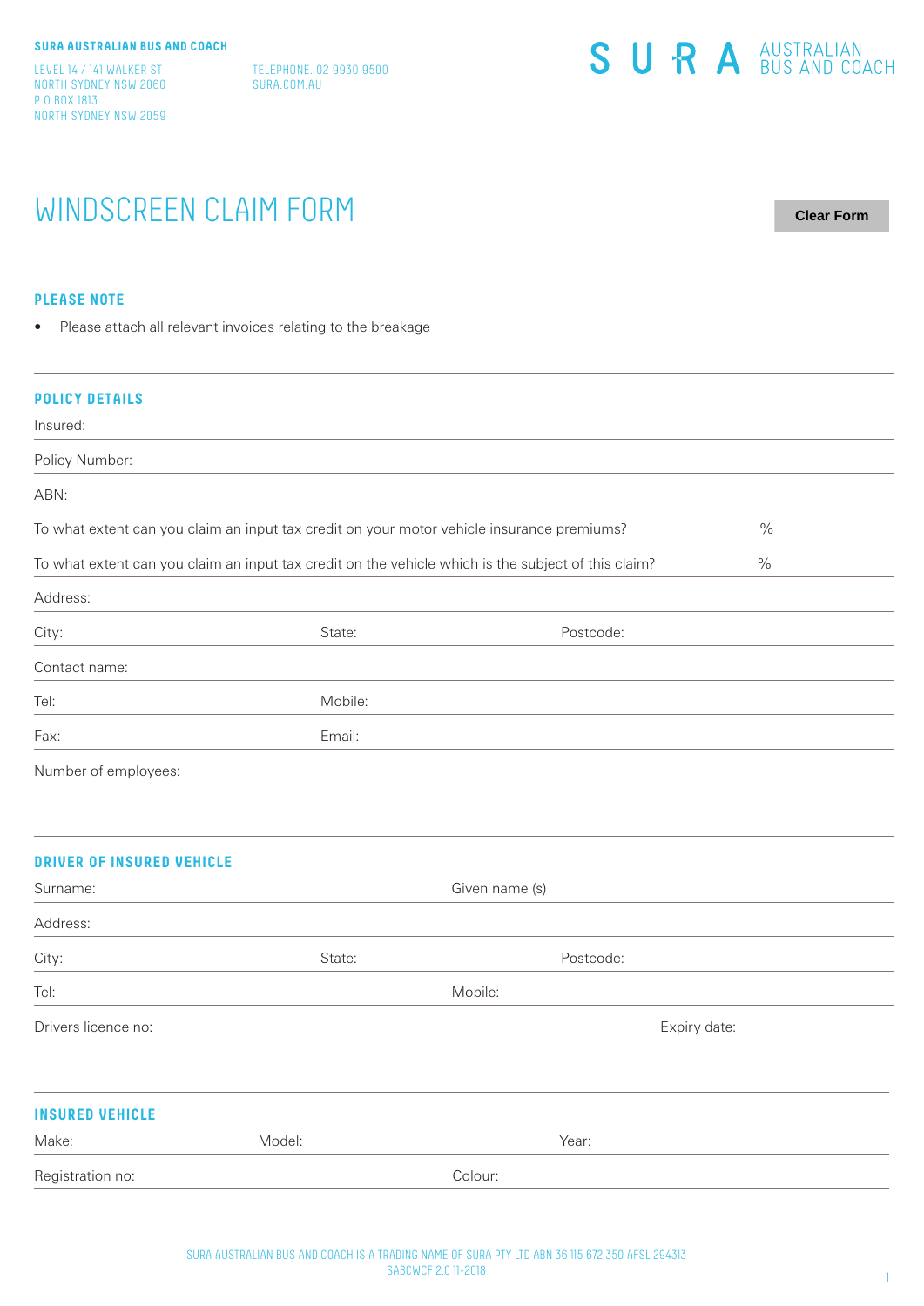**SURA AUSTRALIAN BUS AND COACH**

LEVEL 14 / 141 WALKER ST
NORTH SYDNEY NSW 2060
P O BOX 1813
NORTH SYDNEY NSW 2059

TELEPHONE. 02 9930 9500
SURA.COM.AU

SURA AUSTRALIAN BUS AND COACH

# WINDSCREEN CLAIM FORM

Clear Form

## PLEASE NOTE

- Please attach all relevant invoices relating to the breakage

## POLICY DETAILS

Insured:

Policy Number:

ABN:

To what extent can you claim an input tax credit on your motor vehicle insurance premiums? %

To what extent can you claim an input tax credit on the vehicle which is the subject of this claim? %

Address:

City: State: Postcode:

Contact name:

Tel: Mobile:

Fax: Email:

Number of employees:

## DRIVER OF INSURED VEHICLE

Surname: Given name (s)

Address:

City: State: Postcode:

Tel: Mobile:

Drivers licence no: Expiry date:

## INSURED VEHICLE

Make: Model: Year:

Registration no: Colour:

SURA AUSTRALIAN BUS AND COACH IS A TRADING NAME OF SURA PTY LTD ABN 36 115 672 350 AFSL 294313
SABCWCF 2.0 11-2018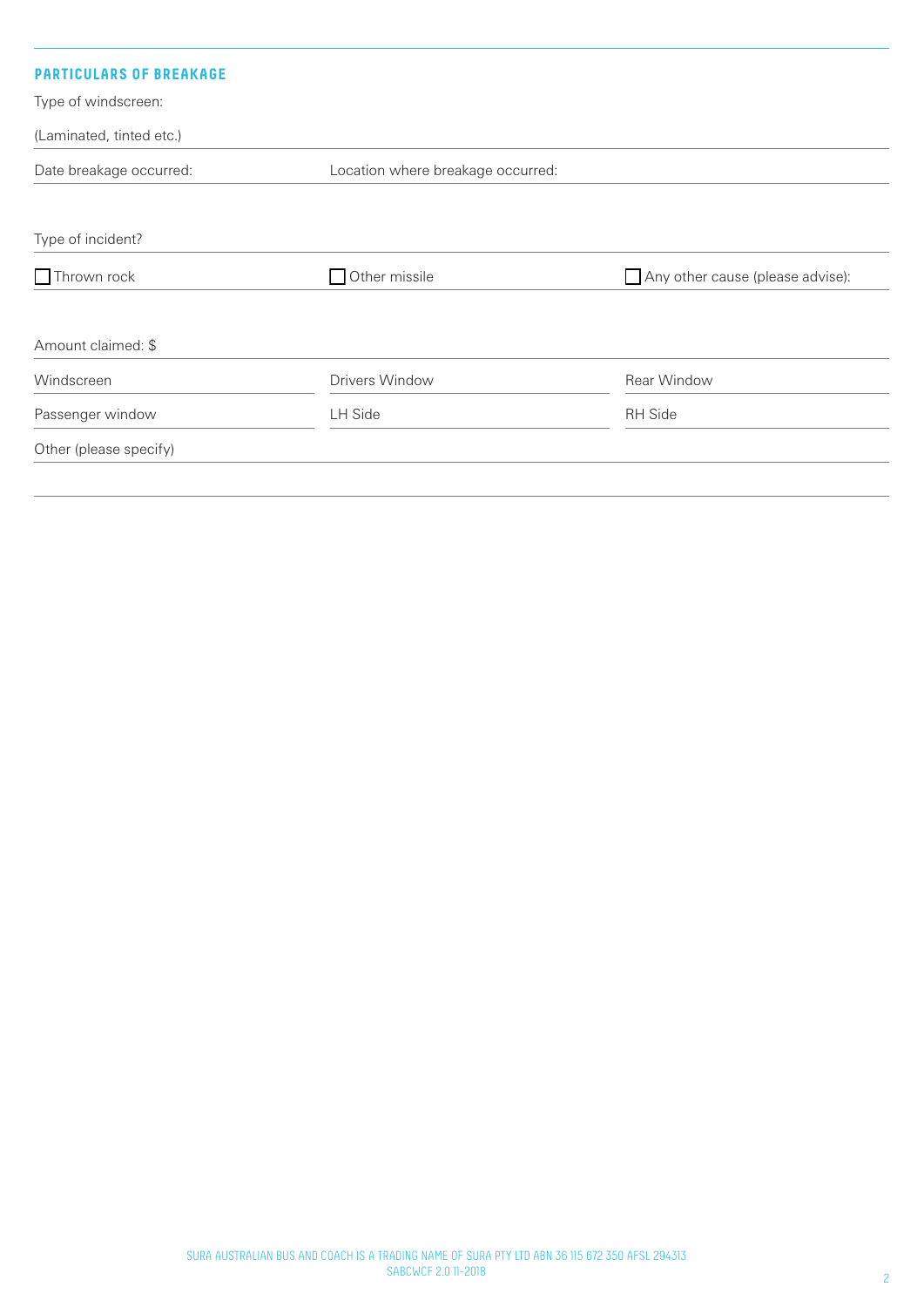## PARTICULARS OF BREAKAGE

Type of windscreen:

(Laminated, tinted etc.)

Date breakage occurred: Location where breakage occurred:

Type of incident?

- [ ] Thrown rock
- [ ] Other missile
- [ ] Any other cause (please advise):

Amount claimed: $

| | | |
|---|---|---|
| Windscreen | Drivers Window | Rear Window |
| Passenger window | LH Side | RH Side |

Other (please specify)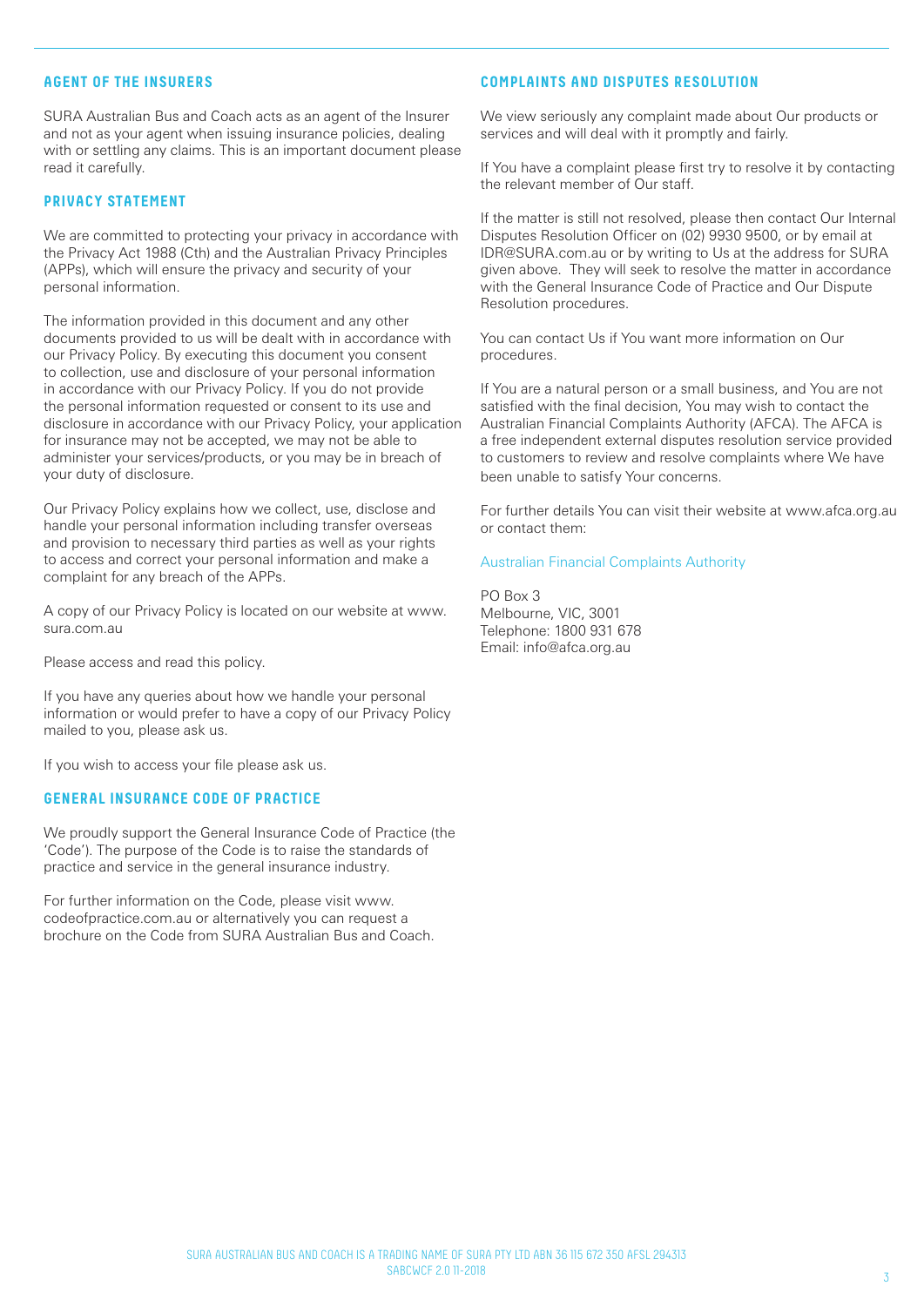## AGENT OF THE INSURERS

SURA Australian Bus and Coach acts as an agent of the Insurer and not as your agent when issuing insurance policies, dealing with or settling any claims. This is an important document please read it carefully.

## PRIVACY STATEMENT

We are committed to protecting your privacy in accordance with the Privacy Act 1988 (Cth) and the Australian Privacy Principles (APPs), which will ensure the privacy and security of your personal information.

The information provided in this document and any other documents provided to us will be dealt with in accordance with our Privacy Policy. By executing this document you consent to collection, use and disclosure of your personal information in accordance with our Privacy Policy. If you do not provide the personal information requested or consent to its use and disclosure in accordance with our Privacy Policy, your application for insurance may not be accepted, we may not be able to administer your services/products, or you may be in breach of your duty of disclosure.

Our Privacy Policy explains how we collect, use, disclose and handle your personal information including transfer overseas and provision to necessary third parties as well as your rights to access and correct your personal information and make a complaint for any breach of the APPs.

A copy of our Privacy Policy is located on our website at www.sura.com.au

Please access and read this policy.

If you have any queries about how we handle your personal information or would prefer to have a copy of our Privacy Policy mailed to you, please ask us.

If you wish to access your file please ask us.

## GENERAL INSURANCE CODE OF PRACTICE

We proudly support the General Insurance Code of Practice (the 'Code'). The purpose of the Code is to raise the standards of practice and service in the general insurance industry.

For further information on the Code, please visit www.codeofpractice.com.au or alternatively you can request a brochure on the Code from SURA Australian Bus and Coach.

## COMPLAINTS AND DISPUTES RESOLUTION

We view seriously any complaint made about Our products or services and will deal with it promptly and fairly.

If You have a complaint please first try to resolve it by contacting the relevant member of Our staff.

If the matter is still not resolved, please then contact Our Internal Disputes Resolution Officer on (02) 9930 9500, or by email at IDR@SURA.com.au or by writing to Us at the address for SURA given above. They will seek to resolve the matter in accordance with the General Insurance Code of Practice and Our Dispute Resolution procedures.

You can contact Us if You want more information on Our procedures.

If You are a natural person or a small business, and You are not satisfied with the final decision, You may wish to contact the Australian Financial Complaints Authority (AFCA). The AFCA is a free independent external disputes resolution service provided to customers to review and resolve complaints where We have been unable to satisfy Your concerns.

For further details You can visit their website at www.afca.org.au or contact them:

Australian Financial Complaints Authority

PO Box 3  
Melbourne, VIC, 3001  
Telephone: 1800 931 678  
Email: info@afca.org.au

SURA AUSTRALIAN BUS AND COACH IS A TRADING NAME OF SURA PTY LTD ABN 36 115 672 350 AFSL 294313  
SABCWCF 2.0 11-2018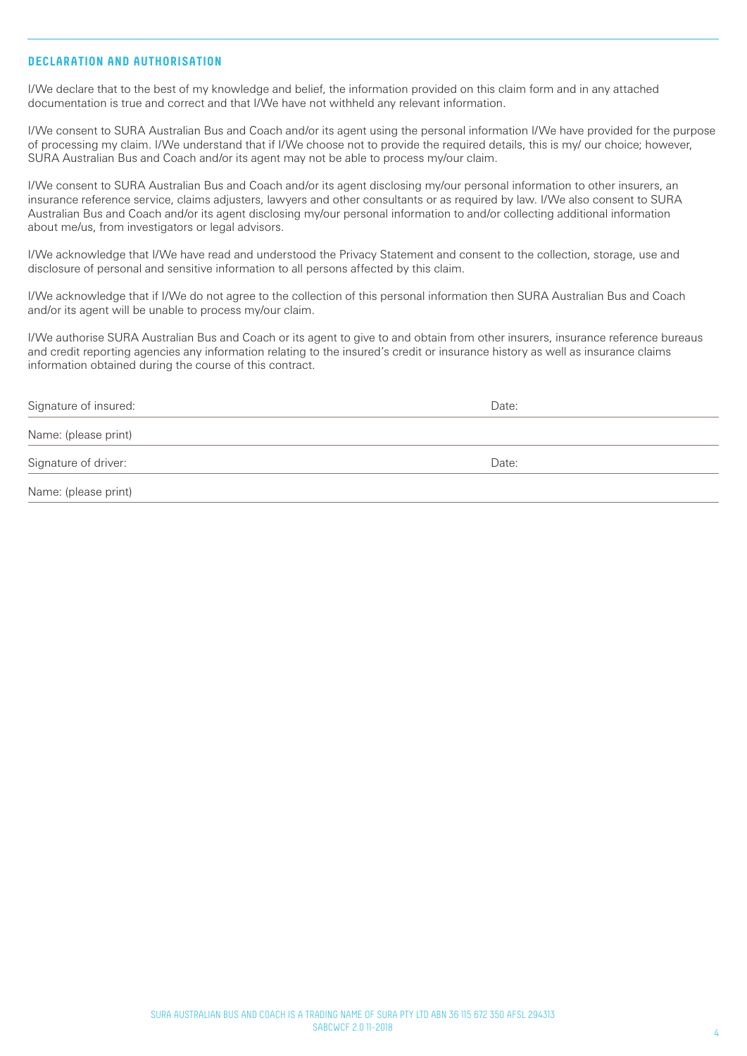## DECLARATION AND AUTHORISATION

I/We declare that to the best of my knowledge and belief, the information provided on this claim form and in any attached documentation is true and correct and that I/We have not withheld any relevant information.

I/We consent to SURA Australian Bus and Coach and/or its agent using the personal information I/We have provided for the purpose of processing my claim. I/We understand that if I/We choose not to provide the required details, this is my/ our choice; however, SURA Australian Bus and Coach and/or its agent may not be able to process my/our claim.

I/We consent to SURA Australian Bus and Coach and/or its agent disclosing my/our personal information to other insurers, an insurance reference service, claims adjusters, lawyers and other consultants or as required by law. I/We also consent to SURA Australian Bus and Coach and/or its agent disclosing my/our personal information to and/or collecting additional information about me/us, from investigators or legal advisors.

I/We acknowledge that I/We have read and understood the Privacy Statement and consent to the collection, storage, use and disclosure of personal and sensitive information to all persons affected by this claim.

I/We acknowledge that if I/We do not agree to the collection of this personal information then SURA Australian Bus and Coach and/or its agent will be unable to process my/our claim.

I/We authorise SURA Australian Bus and Coach or its agent to give to and obtain from other insurers, insurance reference bureaus and credit reporting agencies any information relating to the insured's credit or insurance history as well as insurance claims information obtained during the course of this contract.

Signature of insured: Date:

Name: (please print)

Signature of driver: Date:

Name: (please print)

SURA AUSTRALIAN BUS AND COACH IS A TRADING NAME OF SURA PTY LTD ABN 36 115 672 350 AFSL 294313
SABCWCF 2.0 11-2018